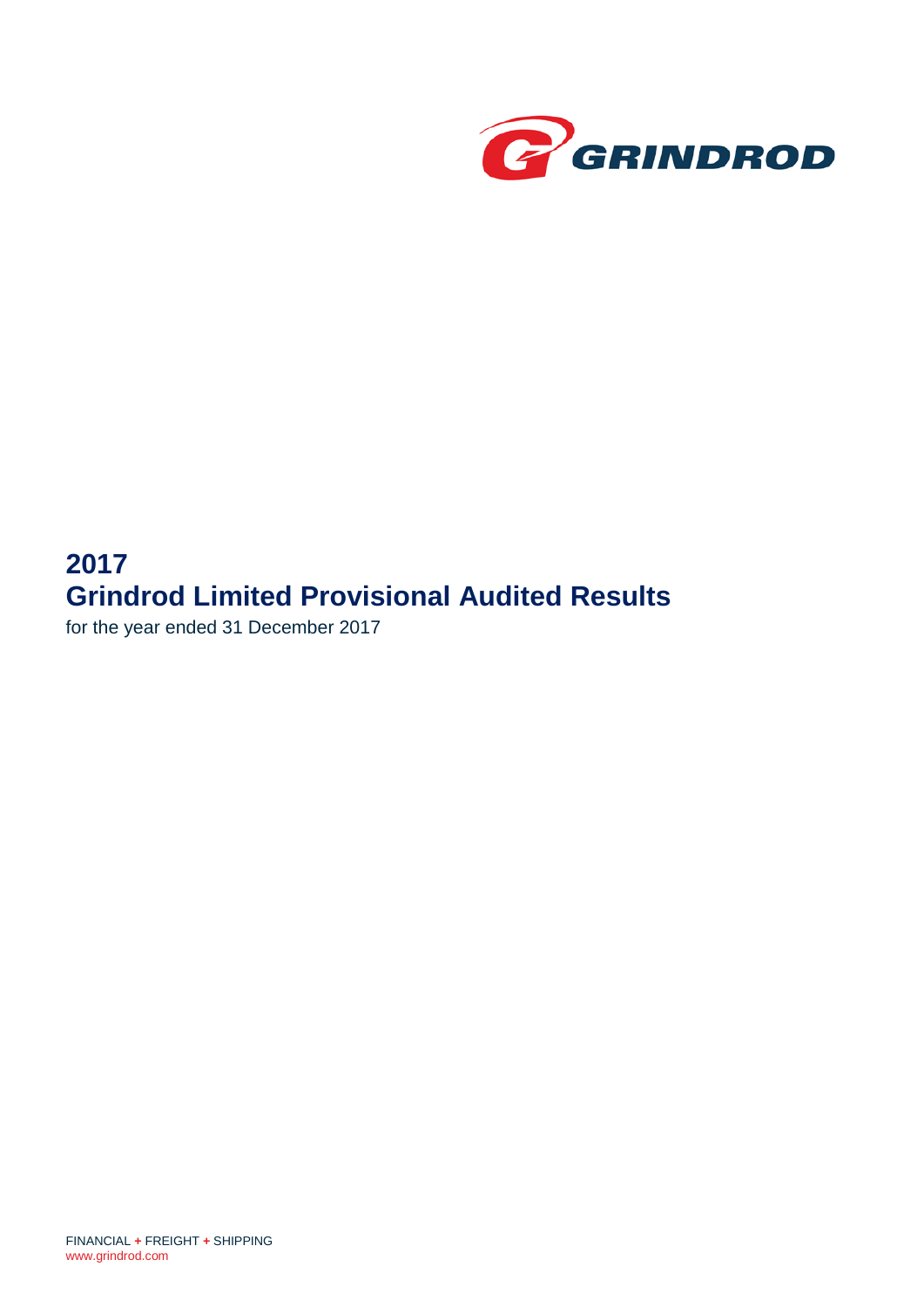GRINDROD

# 2017
# Grindrod Limited Provisional Audited Results

for the year ended 31 December 2017

FINANCIAL + FREIGHT + SHIPPING
www.grindrod.com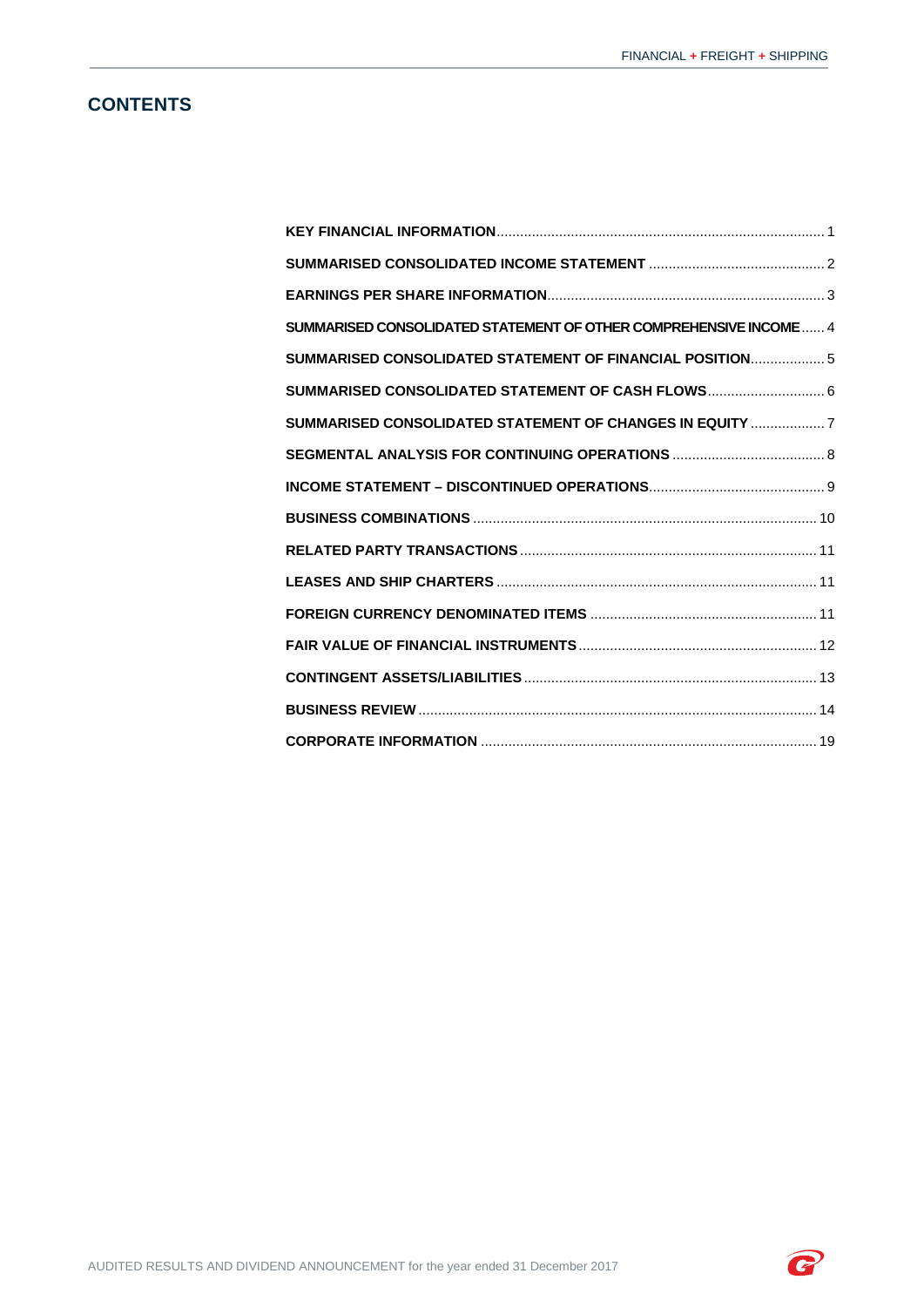# CONTENTS

| | |
|---|---|
| **KEY FINANCIAL INFORMATION** | 1 |
| **SUMMARISED CONSOLIDATED INCOME STATEMENT** | 2 |
| **EARNINGS PER SHARE INFORMATION** | 3 |
| **SUMMARISED CONSOLIDATED STATEMENT OF OTHER COMPREHENSIVE INCOME** | 4 |
| **SUMMARISED CONSOLIDATED STATEMENT OF FINANCIAL POSITION** | 5 |
| **SUMMARISED CONSOLIDATED STATEMENT OF CASH FLOWS** | 6 |
| **SUMMARISED CONSOLIDATED STATEMENT OF CHANGES IN EQUITY** | 7 |
| **SEGMENTAL ANALYSIS FOR CONTINUING OPERATIONS** | 8 |
| **INCOME STATEMENT – DISCONTINUED OPERATIONS** | 9 |
| **BUSINESS COMBINATIONS** | 10 |
| **RELATED PARTY TRANSACTIONS** | 11 |
| **LEASES AND SHIP CHARTERS** | 11 |
| **FOREIGN CURRENCY DENOMINATED ITEMS** | 11 |
| **FAIR VALUE OF FINANCIAL INSTRUMENTS** | 12 |
| **CONTINGENT ASSETS/LIABILITIES** | 13 |
| **BUSINESS REVIEW** | 14 |
| **CORPORATE INFORMATION** | 19 |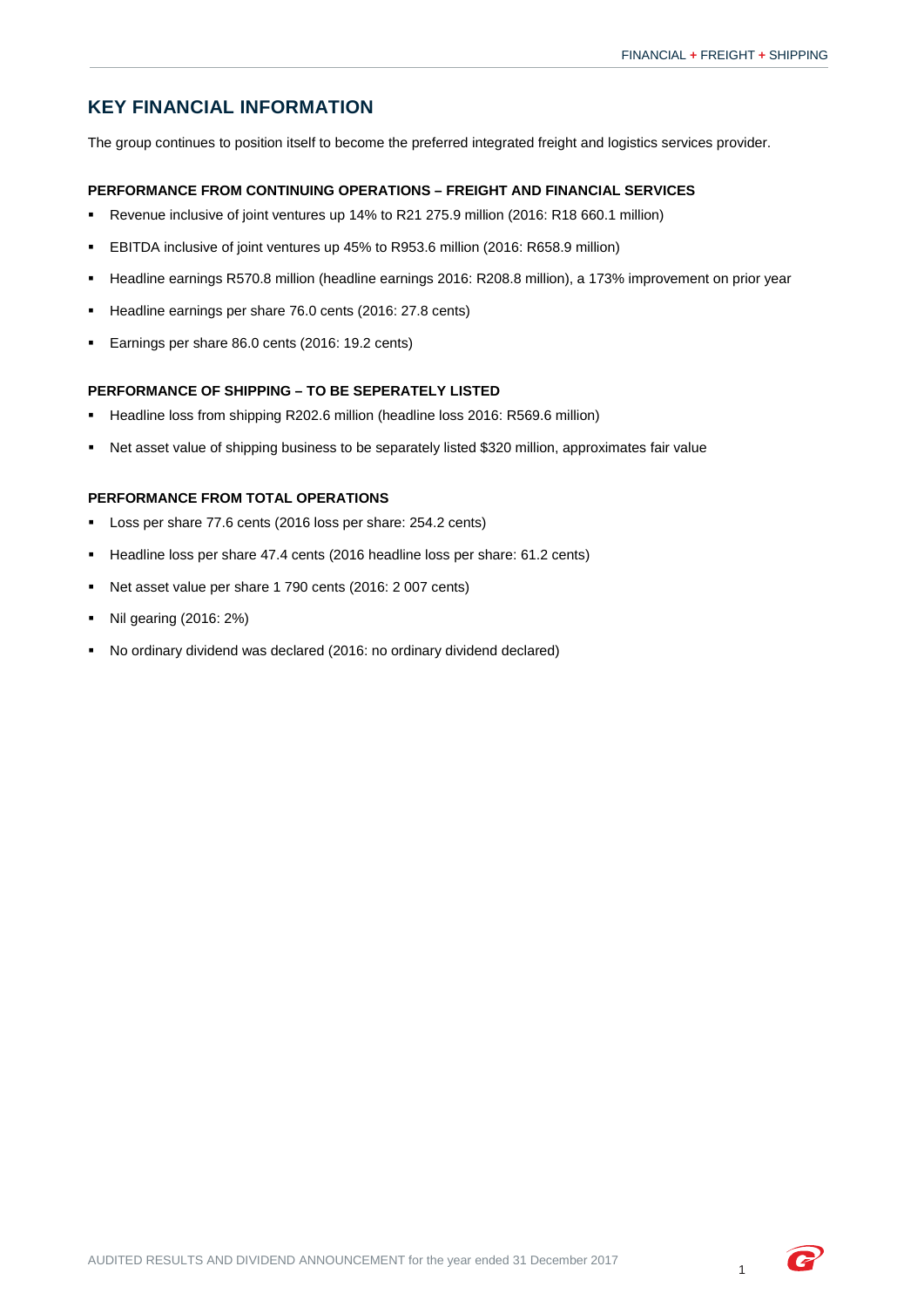## KEY FINANCIAL INFORMATION

The group continues to position itself to become the preferred integrated freight and logistics services provider.

### PERFORMANCE FROM CONTINUING OPERATIONS – FREIGHT AND FINANCIAL SERVICES

- Revenue inclusive of joint ventures up 14% to R21 275.9 million (2016: R18 660.1 million)
- EBITDA inclusive of joint ventures up 45% to R953.6 million (2016: R658.9 million)
- Headline earnings R570.8 million (headline earnings 2016: R208.8 million), a 173% improvement on prior year
- Headline earnings per share 76.0 cents (2016: 27.8 cents)
- Earnings per share 86.0 cents (2016: 19.2 cents)

### PERFORMANCE OF SHIPPING – TO BE SEPERATELY LISTED

- Headline loss from shipping R202.6 million (headline loss 2016: R569.6 million)
- Net asset value of shipping business to be separately listed $320 million, approximates fair value

### PERFORMANCE FROM TOTAL OPERATIONS

- Loss per share 77.6 cents (2016 loss per share: 254.2 cents)
- Headline loss per share 47.4 cents (2016 headline loss per share: 61.2 cents)
- Net asset value per share 1 790 cents (2016: 2 007 cents)
- Nil gearing (2016: 2%)
- No ordinary dividend was declared (2016: no ordinary dividend declared)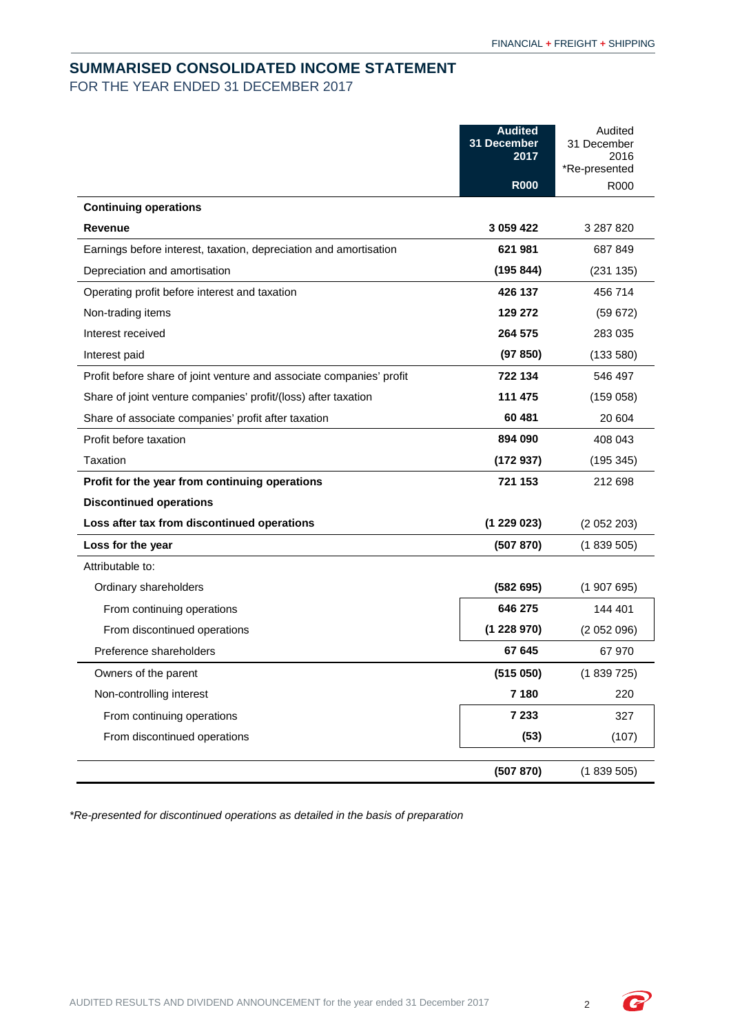## SUMMARISED CONSOLIDATED INCOME STATEMENT

FOR THE YEAR ENDED 31 DECEMBER 2017

| | **Audited 31 December 2017 R000** | Audited 31 December 2016 *Re-presented R000 |
|---|---|---|
| **Continuing operations** | | |
| **Revenue** | **3 059 422** | 3 287 820 |
| Earnings before interest, taxation, depreciation and amortisation | **621 981** | 687 849 |
| Depreciation and amortisation | **(195 844)** | (231 135) |
| Operating profit before interest and taxation | **426 137** | 456 714 |
| Non-trading items | **129 272** | (59 672) |
| Interest received | **264 575** | 283 035 |
| Interest paid | **(97 850)** | (133 580) |
| Profit before share of joint venture and associate companies' profit | **722 134** | 546 497 |
| Share of joint venture companies' profit/(loss) after taxation | **111 475** | (159 058) |
| Share of associate companies' profit after taxation | **60 481** | 20 604 |
| Profit before taxation | **894 090** | 408 043 |
| Taxation | **(172 937)** | (195 345) |
| **Profit for the year from continuing operations** | **721 153** | 212 698 |
| **Discontinued operations** | | |
| **Loss after tax from discontinued operations** | **(1 229 023)** | (2 052 203) |
| **Loss for the year** | **(507 870)** | (1 839 505) |
| Attributable to: | | |
| Ordinary shareholders | **(582 695)** | (1 907 695) |
| From continuing operations | **646 275** | 144 401 |
| From discontinued operations | **(1 228 970)** | (2 052 096) |
| Preference shareholders | **67 645** | 67 970 |
| Owners of the parent | **(515 050)** | (1 839 725) |
| Non-controlling interest | **7 180** | 220 |
| From continuing operations | **7 233** | 327 |
| From discontinued operations | **(53)** | (107) |
| | **(507 870)** | (1 839 505) |

*\*Re-presented for discontinued operations as detailed in the basis of preparation*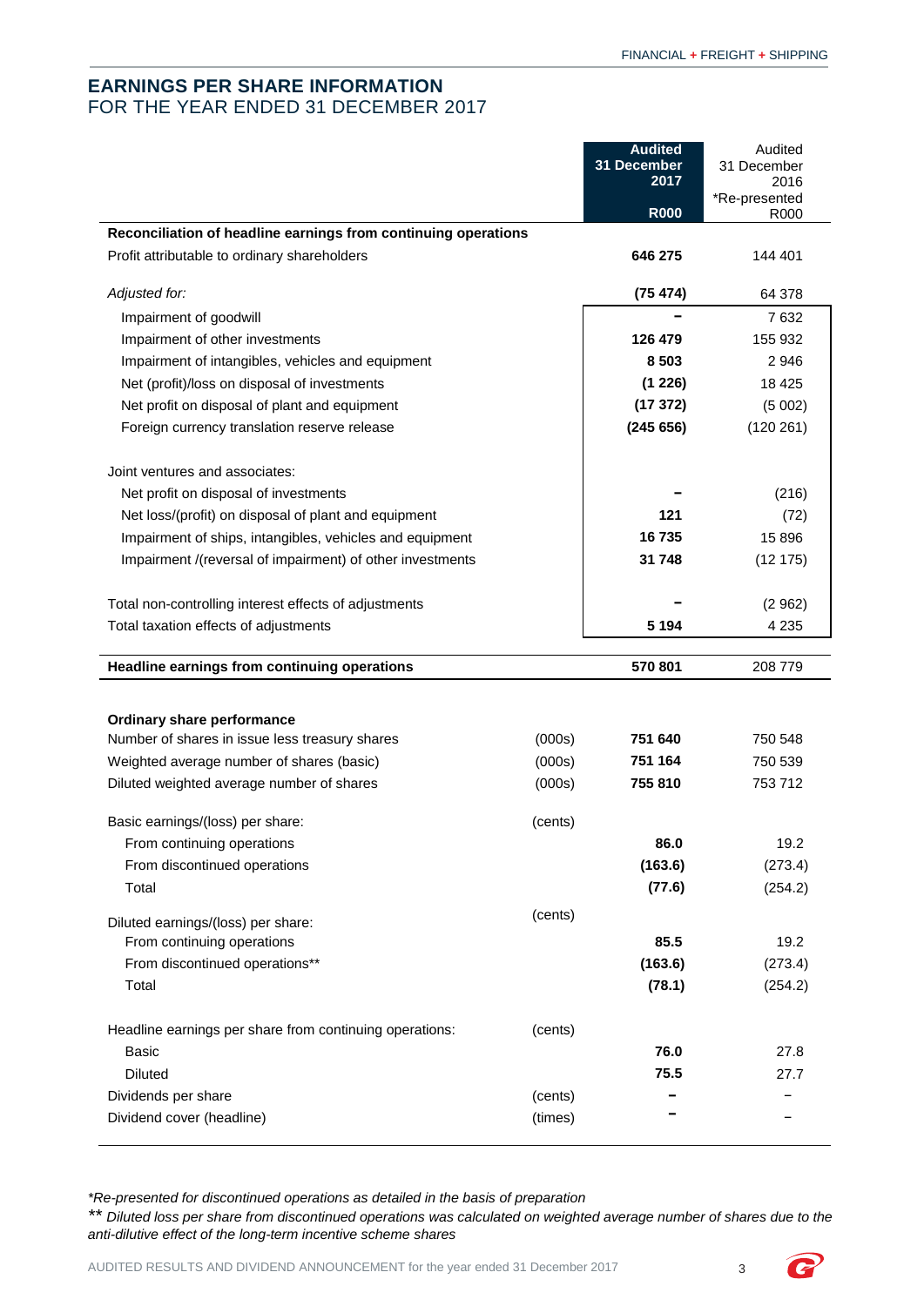# EARNINGS PER SHARE INFORMATION
FOR THE YEAR ENDED 31 DECEMBER 2017

| | | Audited 31 December 2017 R000 | Audited 31 December 2016 *Re-presented R000 |
|---|---|---|---|
| **Reconciliation of headline earnings from continuing operations** | | | |
| Profit attributable to ordinary shareholders | | **646 275** | 144 401 |
| *Adjusted for:* | | **(75 474)** | 64 378 |
| Impairment of goodwill | | **–** | 7 632 |
| Impairment of other investments | | **126 479** | 155 932 |
| Impairment of intangibles, vehicles and equipment | | **8 503** | 2 946 |
| Net (profit)/loss on disposal of investments | | **(1 226)** | 18 425 |
| Net profit on disposal of plant and equipment | | **(17 372)** | (5 002) |
| Foreign currency translation reserve release | | **(245 656)** | (120 261) |
| Joint ventures and associates: | | | |
| Net profit on disposal of investments | | **–** | (216) |
| Net loss/(profit) on disposal of plant and equipment | | **121** | (72) |
| Impairment of ships, intangibles, vehicles and equipment | | **16 735** | 15 896 |
| Impairment /(reversal of impairment) of other investments | | **31 748** | (12 175) |
| Total non-controlling interest effects of adjustments | | **–** | (2 962) |
| Total taxation effects of adjustments | | **5 194** | 4 235 |
| **Headline earnings from continuing operations** | | **570 801** | 208 779 |
| **Ordinary share performance** | | | |
| Number of shares in issue less treasury shares | (000s) | **751 640** | 750 548 |
| Weighted average number of shares (basic) | (000s) | **751 164** | 750 539 |
| Diluted weighted average number of shares | (000s) | **755 810** | 753 712 |
| Basic earnings/(loss) per share: | (cents) | | |
| From continuing operations | | **86.0** | 19.2 |
| From discontinued operations | | **(163.6)** | (273.4) |
| Total | | **(77.6)** | (254.2) |
| Diluted earnings/(loss) per share: | (cents) | | |
| From continuing operations | | **85.5** | 19.2 |
| From discontinued operations** | | **(163.6)** | (273.4) |
| Total | | **(78.1)** | (254.2) |
| Headline earnings per share from continuing operations: | (cents) | | |
| Basic | | **76.0** | 27.8 |
| Diluted | | **75.5** | 27.7 |
| Dividends per share | (cents) | **–** | – |
| Dividend cover (headline) | (times) | **–** | – |

*\*Re-presented for discontinued operations as detailed in the basis of preparation*

*\*\* Diluted loss per share from discontinued operations was calculated on weighted average number of shares due to the anti-dilutive effect of the long-term incentive scheme shares*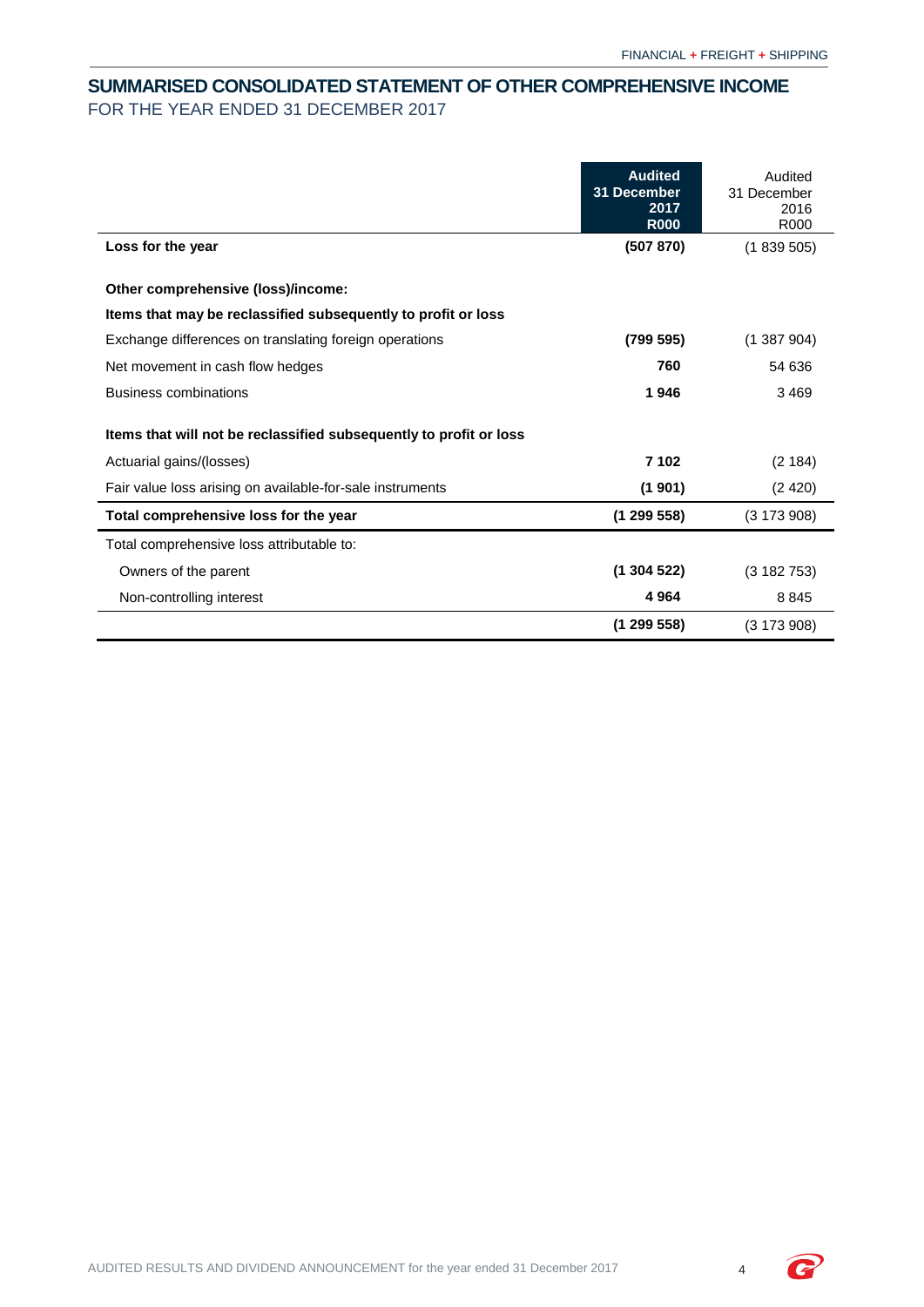## SUMMARISED CONSOLIDATED STATEMENT OF OTHER COMPREHENSIVE INCOME

FOR THE YEAR ENDED 31 DECEMBER 2017

| | Audited 31 December 2017 R000 | Audited 31 December 2016 R000 |
|---|---|---|
| **Loss for the year** | **(507 870)** | (1 839 505) |
| **Other comprehensive (loss)/income:** | | |
| **Items that may be reclassified subsequently to profit or loss** | | |
| Exchange differences on translating foreign operations | **(799 595)** | (1 387 904) |
| Net movement in cash flow hedges | **760** | 54 636 |
| Business combinations | **1 946** | 3 469 |
| **Items that will not be reclassified subsequently to profit or loss** | | |
| Actuarial gains/(losses) | **7 102** | (2 184) |
| Fair value loss arising on available-for-sale instruments | **(1 901)** | (2 420) |
| **Total comprehensive loss for the year** | **(1 299 558)** | (3 173 908) |
| Total comprehensive loss attributable to: | | |
| Owners of the parent | **(1 304 522)** | (3 182 753) |
| Non-controlling interest | **4 964** | 8 845 |
| | **(1 299 558)** | (3 173 908) |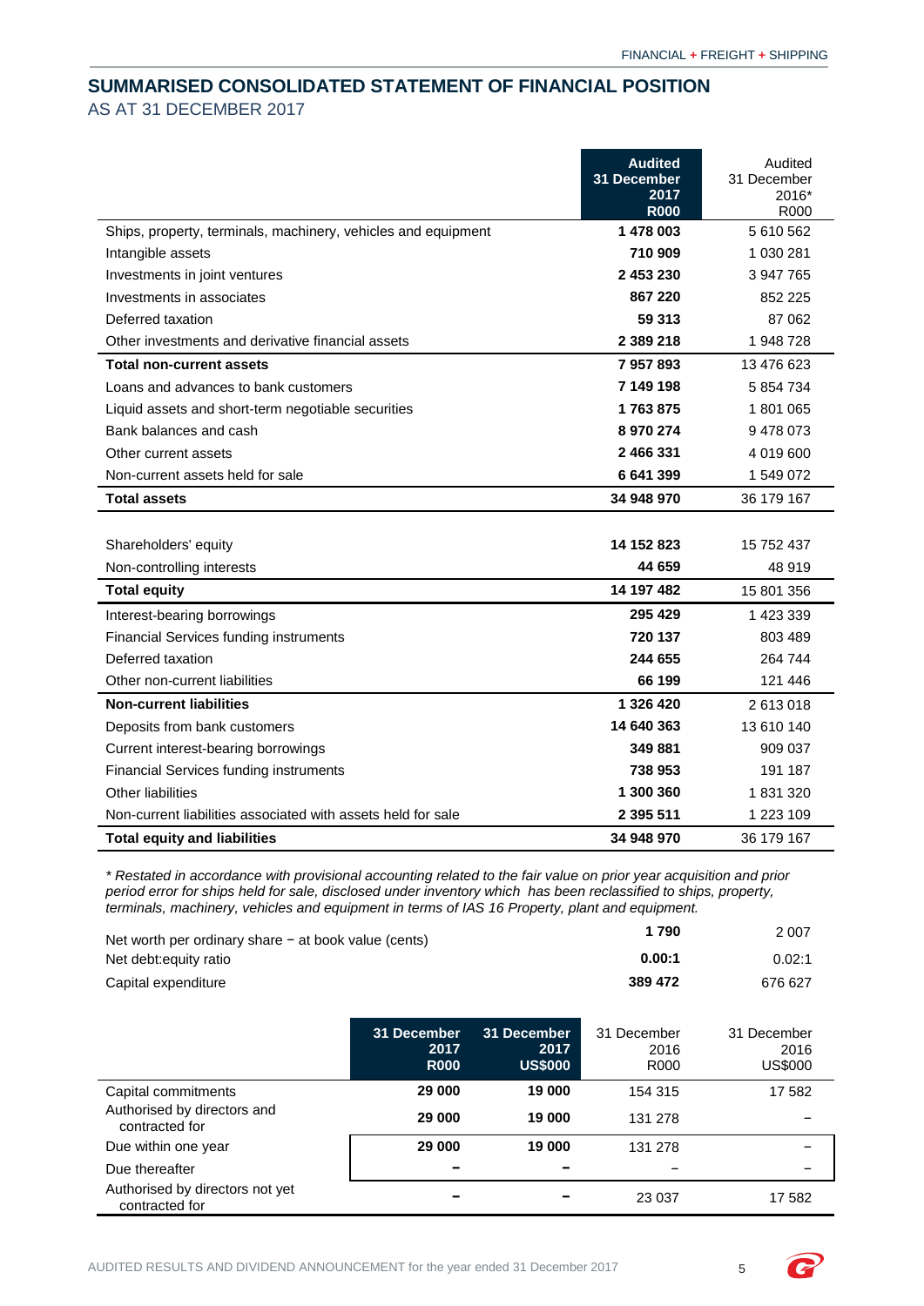# SUMMARISED CONSOLIDATED STATEMENT OF FINANCIAL POSITION

AS AT 31 DECEMBER 2017

| | **Audited 31 December 2017 R000** | Audited 31 December 2016* R000 |
|---|---|---|
| Ships, property, terminals, machinery, vehicles and equipment | **1 478 003** | 5 610 562 |
| Intangible assets | **710 909** | 1 030 281 |
| Investments in joint ventures | **2 453 230** | 3 947 765 |
| Investments in associates | **867 220** | 852 225 |
| Deferred taxation | **59 313** | 87 062 |
| Other investments and derivative financial assets | **2 389 218** | 1 948 728 |
| **Total non-current assets** | **7 957 893** | 13 476 623 |
| Loans and advances to bank customers | **7 149 198** | 5 854 734 |
| Liquid assets and short-term negotiable securities | **1 763 875** | 1 801 065 |
| Bank balances and cash | **8 970 274** | 9 478 073 |
| Other current assets | **2 466 331** | 4 019 600 |
| Non-current assets held for sale | **6 641 399** | 1 549 072 |
| **Total assets** | **34 948 970** | 36 179 167 |
| | | |
| Shareholders' equity | **14 152 823** | 15 752 437 |
| Non-controlling interests | **44 659** | 48 919 |
| **Total equity** | **14 197 482** | 15 801 356 |
| Interest-bearing borrowings | **295 429** | 1 423 339 |
| Financial Services funding instruments | **720 137** | 803 489 |
| Deferred taxation | **244 655** | 264 744 |
| Other non-current liabilities | **66 199** | 121 446 |
| **Non-current liabilities** | **1 326 420** | 2 613 018 |
| Deposits from bank customers | **14 640 363** | 13 610 140 |
| Current interest-bearing borrowings | **349 881** | 909 037 |
| Financial Services funding instruments | **738 953** | 191 187 |
| Other liabilities | **1 300 360** | 1 831 320 |
| Non-current liabilities associated with assets held for sale | **2 395 511** | 1 223 109 |
| **Total equity and liabilities** | **34 948 970** | 36 179 167 |

*\* Restated in accordance with provisional accounting related to the fair value on prior year acquisition and prior period error for ships held for sale, disclosed under inventory which has been reclassified to ships, property, terminals, machinery, vehicles and equipment in terms of IAS 16 Property, plant and equipment.*

| | | |
|---|---|---|
| Net worth per ordinary share − at book value (cents) | **1 790** | 2 007 |
| Net debt:equity ratio | **0.00:1** | 0.02:1 |
| Capital expenditure | **389 472** | 676 627 |

| | **31 December 2017 R000** | **31 December 2017 US$000** | 31 December 2016 R000 | 31 December 2016 US$000 |
|---|---|---|---|---|
| Capital commitments | **29 000** | **19 000** | 154 315 | 17 582 |
| Authorised by directors and contracted for | **29 000** | **19 000** | 131 278 | – |
| Due within one year | **29 000** | **19 000** | 131 278 | – |
| Due thereafter | **–** | **–** | – | – |
| Authorised by directors not yet contracted for | **–** | **–** | 23 037 | 17 582 |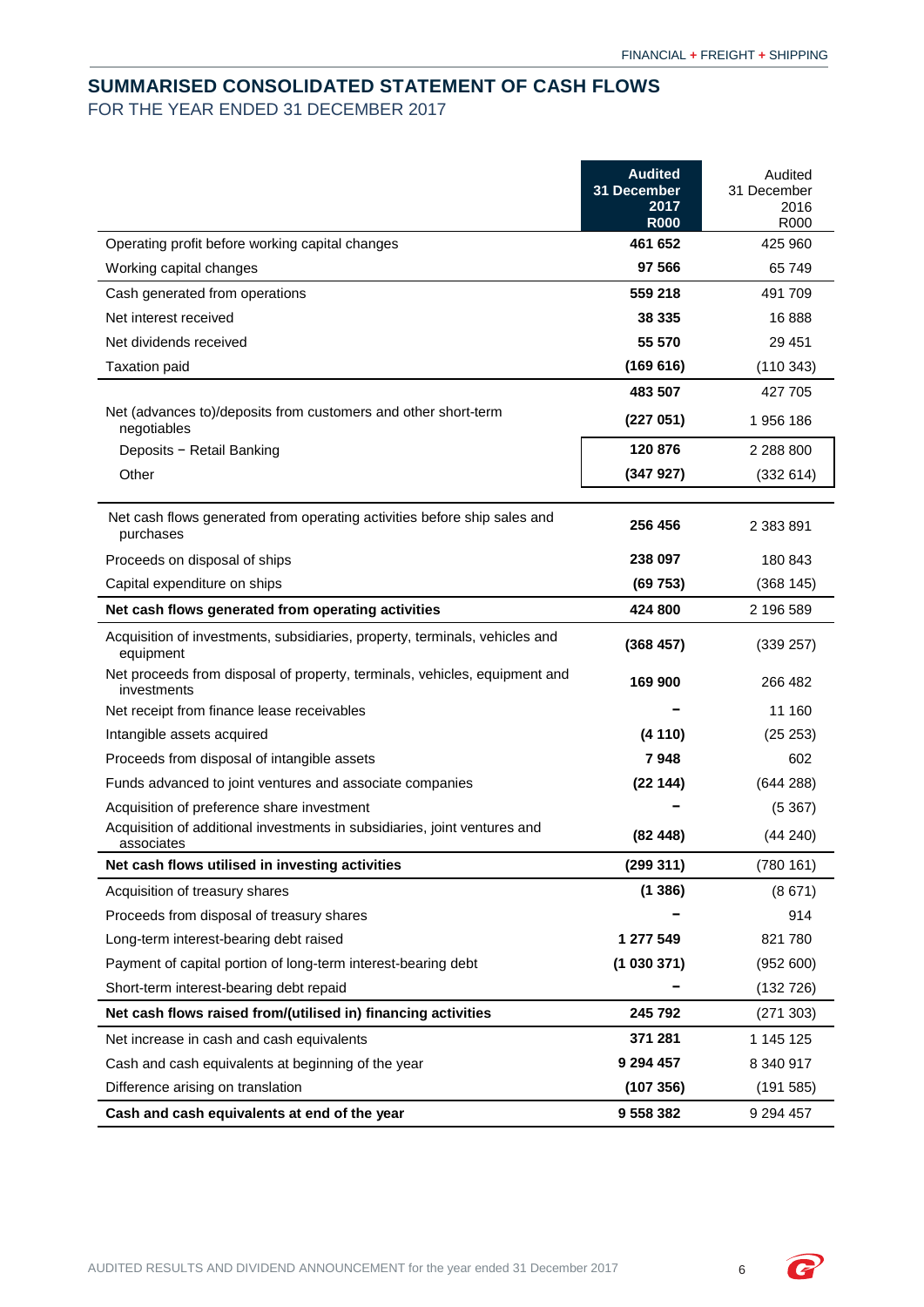## SUMMARISED CONSOLIDATED STATEMENT OF CASH FLOWS

FOR THE YEAR ENDED 31 DECEMBER 2017

| | Audited 31 December 2017 R000 | Audited 31 December 2016 R000 |
|---|---|---|
| Operating profit before working capital changes | **461 652** | 425 960 |
| Working capital changes | **97 566** | 65 749 |
| Cash generated from operations | **559 218** | 491 709 |
| Net interest received | **38 335** | 16 888 |
| Net dividends received | **55 570** | 29 451 |
| Taxation paid | **(169 616)** | (110 343) |
| | **483 507** | 427 705 |
| Net (advances to)/deposits from customers and other short-term negotiables | **(227 051)** | 1 956 186 |
| Deposits − Retail Banking | **120 876** | 2 288 800 |
| Other | **(347 927)** | (332 614) |
| Net cash flows generated from operating activities before ship sales and purchases | **256 456** | 2 383 891 |
| Proceeds on disposal of ships | **238 097** | 180 843 |
| Capital expenditure on ships | **(69 753)** | (368 145) |
| **Net cash flows generated from operating activities** | **424 800** | 2 196 589 |
| Acquisition of investments, subsidiaries, property, terminals, vehicles and equipment | **(368 457)** | (339 257) |
| Net proceeds from disposal of property, terminals, vehicles, equipment and investments | **169 900** | 266 482 |
| Net receipt from finance lease receivables | **–** | 11 160 |
| Intangible assets acquired | **(4 110)** | (25 253) |
| Proceeds from disposal of intangible assets | **7 948** | 602 |
| Funds advanced to joint ventures and associate companies | **(22 144)** | (644 288) |
| Acquisition of preference share investment | **–** | (5 367) |
| Acquisition of additional investments in subsidiaries, joint ventures and associates | **(82 448)** | (44 240) |
| **Net cash flows utilised in investing activities** | **(299 311)** | (780 161) |
| Acquisition of treasury shares | **(1 386)** | (8 671) |
| Proceeds from disposal of treasury shares | **–** | 914 |
| Long-term interest-bearing debt raised | **1 277 549** | 821 780 |
| Payment of capital portion of long-term interest-bearing debt | **(1 030 371)** | (952 600) |
| Short-term interest-bearing debt repaid | **–** | (132 726) |
| **Net cash flows raised from/(utilised in) financing activities** | **245 792** | (271 303) |
| Net increase in cash and cash equivalents | **371 281** | 1 145 125 |
| Cash and cash equivalents at beginning of the year | **9 294 457** | 8 340 917 |
| Difference arising on translation | **(107 356)** | (191 585) |
| **Cash and cash equivalents at end of the year** | **9 558 382** | 9 294 457 |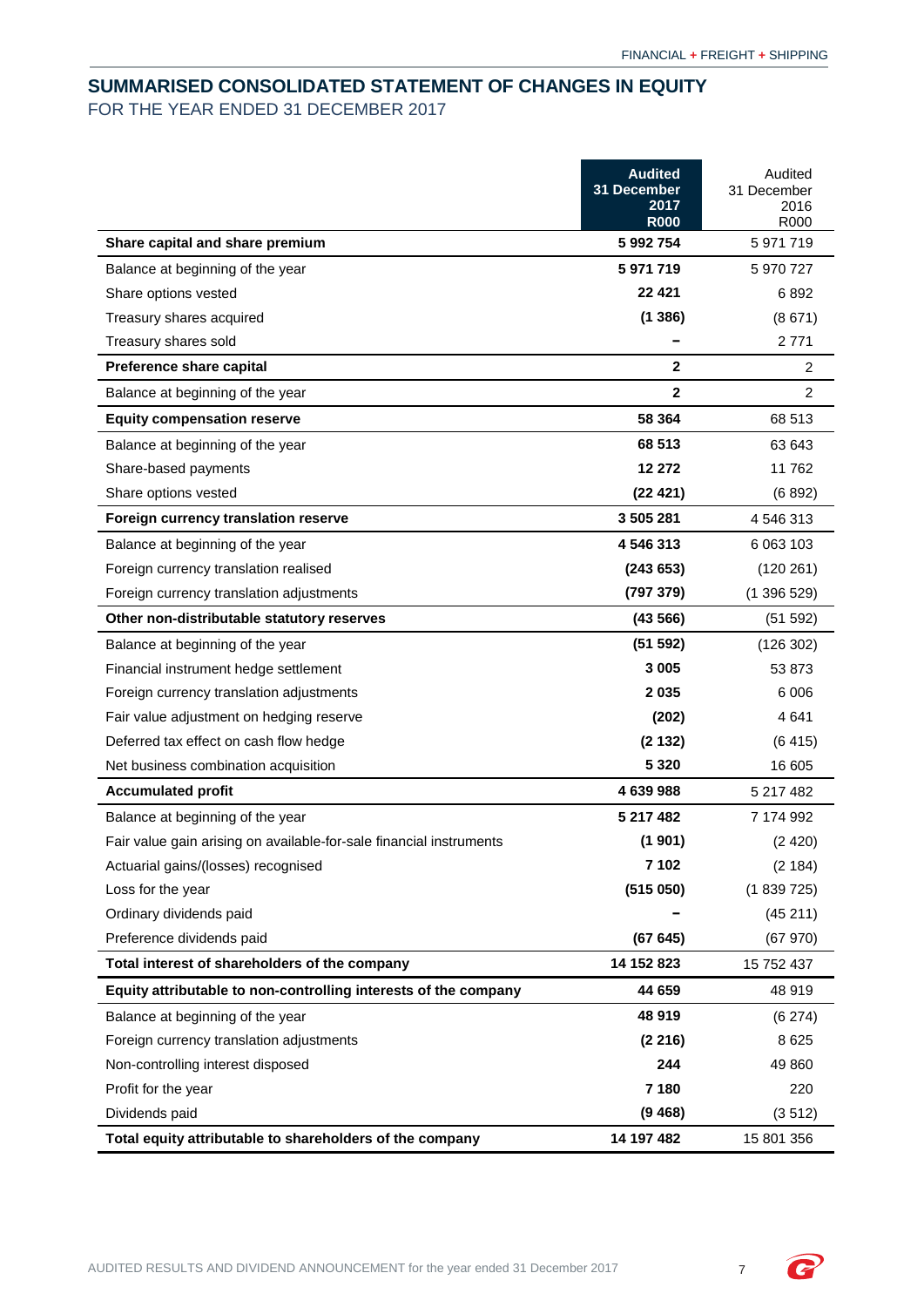# SUMMARISED CONSOLIDATED STATEMENT OF CHANGES IN EQUITY

FOR THE YEAR ENDED 31 DECEMBER 2017

| | **Audited 31 December 2017 R000** | Audited 31 December 2016 R000 |
|---|---|---|
| **Share capital and share premium** | **5 992 754** | 5 971 719 |
| Balance at beginning of the year | **5 971 719** | 5 970 727 |
| Share options vested | **22 421** | 6 892 |
| Treasury shares acquired | **(1 386)** | (8 671) |
| Treasury shares sold | **–** | 2 771 |
| **Preference share capital** | **2** | 2 |
| Balance at beginning of the year | **2** | 2 |
| **Equity compensation reserve** | **58 364** | 68 513 |
| Balance at beginning of the year | **68 513** | 63 643 |
| Share-based payments | **12 272** | 11 762 |
| Share options vested | **(22 421)** | (6 892) |
| **Foreign currency translation reserve** | **3 505 281** | 4 546 313 |
| Balance at beginning of the year | **4 546 313** | 6 063 103 |
| Foreign currency translation realised | **(243 653)** | (120 261) |
| Foreign currency translation adjustments | **(797 379)** | (1 396 529) |
| **Other non-distributable statutory reserves** | **(43 566)** | (51 592) |
| Balance at beginning of the year | **(51 592)** | (126 302) |
| Financial instrument hedge settlement | **3 005** | 53 873 |
| Foreign currency translation adjustments | **2 035** | 6 006 |
| Fair value adjustment on hedging reserve | **(202)** | 4 641 |
| Deferred tax effect on cash flow hedge | **(2 132)** | (6 415) |
| Net business combination acquisition | **5 320** | 16 605 |
| **Accumulated profit** | **4 639 988** | 5 217 482 |
| Balance at beginning of the year | **5 217 482** | 7 174 992 |
| Fair value gain arising on available-for-sale financial instruments | **(1 901)** | (2 420) |
| Actuarial gains/(losses) recognised | **7 102** | (2 184) |
| Loss for the year | **(515 050)** | (1 839 725) |
| Ordinary dividends paid | **–** | (45 211) |
| Preference dividends paid | **(67 645)** | (67 970) |
| **Total interest of shareholders of the company** | **14 152 823** | 15 752 437 |
| **Equity attributable to non-controlling interests of the company** | **44 659** | 48 919 |
| Balance at beginning of the year | **48 919** | (6 274) |
| Foreign currency translation adjustments | **(2 216)** | 8 625 |
| Non-controlling interest disposed | **244** | 49 860 |
| Profit for the year | **7 180** | 220 |
| Dividends paid | **(9 468)** | (3 512) |
| **Total equity attributable to shareholders of the company** | **14 197 482** | 15 801 356 |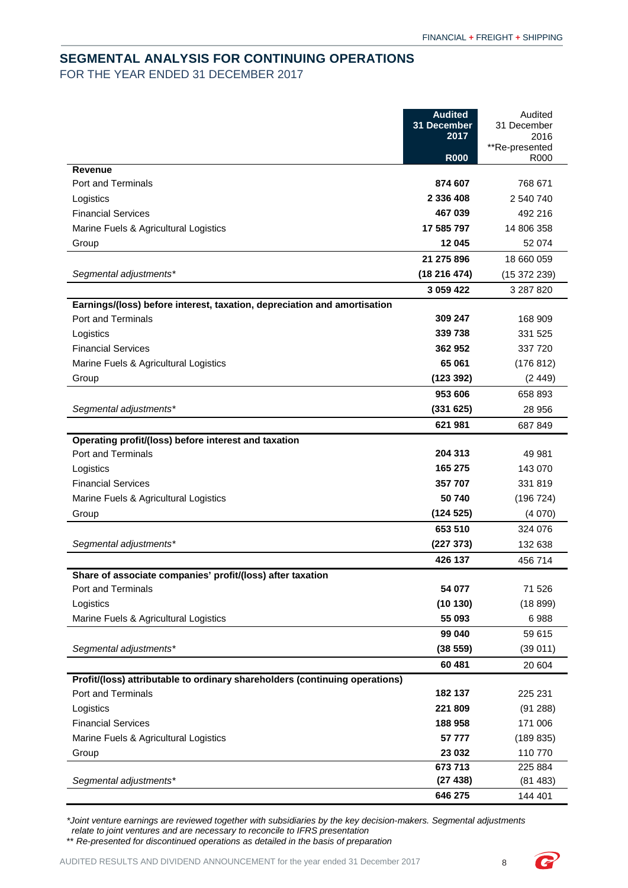## SEGMENTAL ANALYSIS FOR CONTINUING OPERATIONS

FOR THE YEAR ENDED 31 DECEMBER 2017

| | **Audited 31 December 2017 R000** | Audited 31 December 2016 **Re-presented R000 |
|---|---|---|
| **Revenue** | | |
| Port and Terminals | **874 607** | 768 671 |
| Logistics | **2 336 408** | 2 540 740 |
| Financial Services | **467 039** | 492 216 |
| Marine Fuels & Agricultural Logistics | **17 585 797** | 14 806 358 |
| Group | **12 045** | 52 074 |
| | **21 275 896** | 18 660 059 |
| *Segmental adjustments** | **(18 216 474)** | (15 372 239) |
| | **3 059 422** | 3 287 820 |
| **Earnings/(loss) before interest, taxation, depreciation and amortisation** | | |
| Port and Terminals | **309 247** | 168 909 |
| Logistics | **339 738** | 331 525 |
| Financial Services | **362 952** | 337 720 |
| Marine Fuels & Agricultural Logistics | **65 061** | (176 812) |
| Group | **(123 392)** | (2 449) |
| | **953 606** | 658 893 |
| *Segmental adjustments** | **(331 625)** | 28 956 |
| | **621 981** | 687 849 |
| **Operating profit/(loss) before interest and taxation** | | |
| Port and Terminals | **204 313** | 49 981 |
| Logistics | **165 275** | 143 070 |
| Financial Services | **357 707** | 331 819 |
| Marine Fuels & Agricultural Logistics | **50 740** | (196 724) |
| Group | **(124 525)** | (4 070) |
| | **653 510** | 324 076 |
| *Segmental adjustments** | **(227 373)** | 132 638 |
| | **426 137** | 456 714 |
| **Share of associate companies' profit/(loss) after taxation** | | |
| Port and Terminals | **54 077** | 71 526 |
| Logistics | **(10 130)** | (18 899) |
| Marine Fuels & Agricultural Logistics | **55 093** | 6 988 |
| | **99 040** | 59 615 |
| *Segmental adjustments** | **(38 559)** | (39 011) |
| | **60 481** | 20 604 |
| **Profit/(loss) attributable to ordinary shareholders (continuing operations)** | | |
| Port and Terminals | **182 137** | 225 231 |
| Logistics | **221 809** | (91 288) |
| Financial Services | **188 958** | 171 006 |
| Marine Fuels & Agricultural Logistics | **57 777** | (189 835) |
| Group | **23 032** | 110 770 |
| | **673 713** | 225 884 |
| *Segmental adjustments** | **(27 438)** | (81 483) |
| | **646 275** | 144 401 |

*Joint venture earnings are reviewed together with subsidiaries by the key decision-makers. Segmental adjustments relate to joint ventures and are necessary to reconcile to IFRS presentation

** Re-presented for discontinued operations as detailed in the basis of preparation*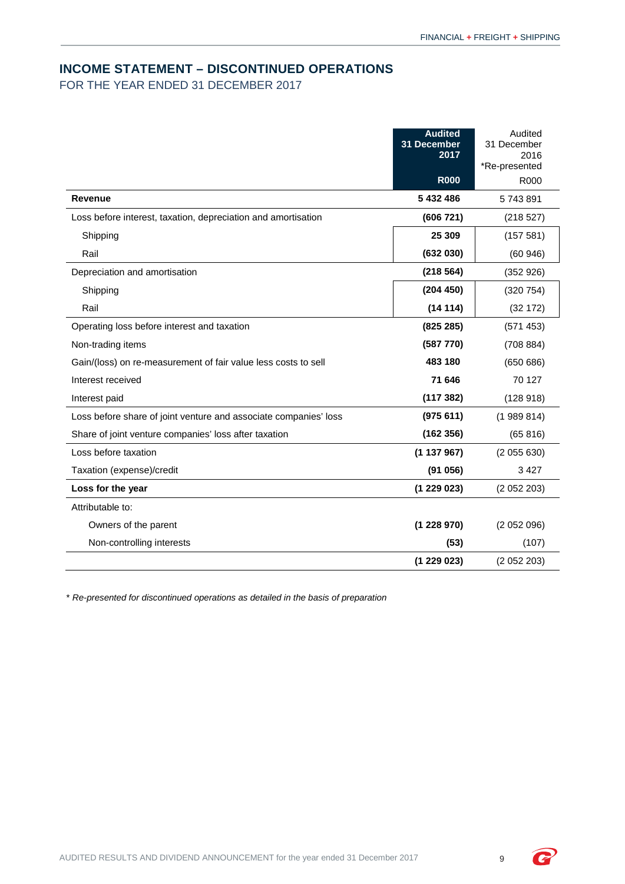# INCOME STATEMENT – DISCONTINUED OPERATIONS

FOR THE YEAR ENDED 31 DECEMBER 2017

| | **Audited 31 December 2017 R000** | Audited 31 December 2016 *Re-presented R000 |
|---|---|---|
| **Revenue** | **5 432 486** | 5 743 891 |
| Loss before interest, taxation, depreciation and amortisation | **(606 721)** | (218 527) |
| Shipping | **25 309** | (157 581) |
| Rail | **(632 030)** | (60 946) |
| Depreciation and amortisation | **(218 564)** | (352 926) |
| Shipping | **(204 450)** | (320 754) |
| Rail | **(14 114)** | (32 172) |
| Operating loss before interest and taxation | **(825 285)** | (571 453) |
| Non-trading items | **(587 770)** | (708 884) |
| Gain/(loss) on re-measurement of fair value less costs to sell | **483 180** | (650 686) |
| Interest received | **71 646** | 70 127 |
| Interest paid | **(117 382)** | (128 918) |
| Loss before share of joint venture and associate companies' loss | **(975 611)** | (1 989 814) |
| Share of joint venture companies' loss after taxation | **(162 356)** | (65 816) |
| Loss before taxation | **(1 137 967)** | (2 055 630) |
| Taxation (expense)/credit | **(91 056)** | 3 427 |
| **Loss for the year** | **(1 229 023)** | (2 052 203) |
| Attributable to: | | |
| Owners of the parent | **(1 228 970)** | (2 052 096) |
| Non-controlling interests | **(53)** | (107) |
| | **(1 229 023)** | (2 052 203) |

*\* Re-presented for discontinued operations as detailed in the basis of preparation*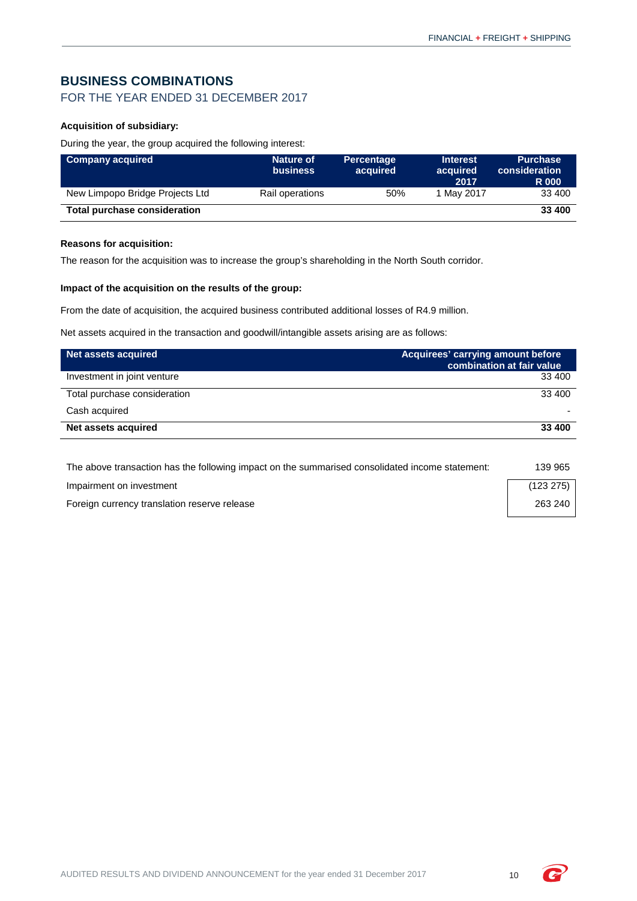## BUSINESS COMBINATIONS

FOR THE YEAR ENDED 31 DECEMBER 2017

**Acquisition of subsidiary:**

During the year, the group acquired the following interest:

| Company acquired | Nature of business | Percentage acquired | Interest acquired 2017 | Purchase consideration R 000 |
|---|---|---|---|---|
| New Limpopo Bridge Projects Ltd | Rail operations | 50% | 1 May 2017 | 33 400 |
| **Total purchase consideration** | | | | **33 400** |

**Reasons for acquisition:**

The reason for the acquisition was to increase the group's shareholding in the North South corridor.

**Impact of the acquisition on the results of the group:**

From the date of acquisition, the acquired business contributed additional losses of R4.9 million.

Net assets acquired in the transaction and goodwill/intangible assets arising are as follows:

| Net assets acquired | Acquirees' carrying amount before combination at fair value |
|---|---|
| Investment in joint venture | 33 400 |
| Total purchase consideration | 33 400 |
| Cash acquired | - |
| **Net assets acquired** | **33 400** |

| | |
|---|---|
| The above transaction has the following impact on the summarised consolidated income statement: | 139 965 |
| Impairment on investment | (123 275) |
| Foreign currency translation reserve release | 263 240 |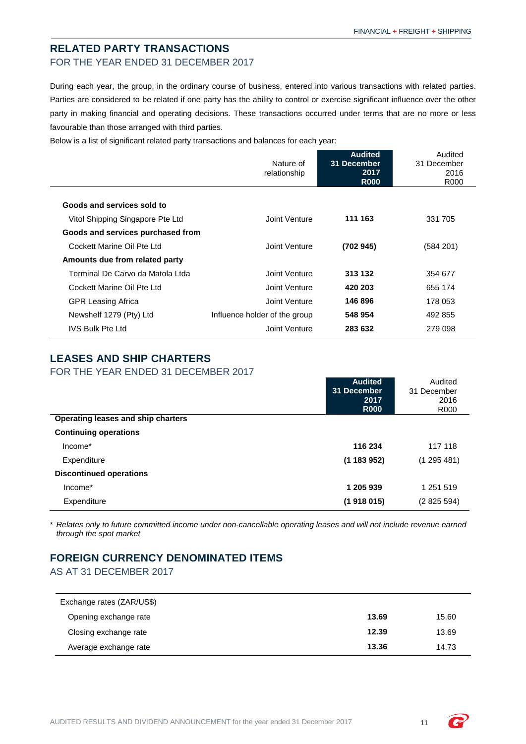## RELATED PARTY TRANSACTIONS

FOR THE YEAR ENDED 31 DECEMBER 2017

During each year, the group, in the ordinary course of business, entered into various transactions with related parties. Parties are considered to be related if one party has the ability to control or exercise significant influence over the other party in making financial and operating decisions. These transactions occurred under terms that are no more or less favourable than those arranged with third parties.

Below is a list of significant related party transactions and balances for each year:

| | Nature of relationship | **Audited 31 December 2017 R000** | Audited 31 December 2016 R000 |
|---|---|---|---|
| **Goods and services sold to** | | | |
| Vitol Shipping Singapore Pte Ltd | Joint Venture | **111 163** | 331 705 |
| **Goods and services purchased from** | | | |
| Cockett Marine Oil Pte Ltd | Joint Venture | **(702 945)** | (584 201) |
| **Amounts due from related party** | | | |
| Terminal De Carvo da Matola Ltda | Joint Venture | **313 132** | 354 677 |
| Cockett Marine Oil Pte Ltd | Joint Venture | **420 203** | 655 174 |
| GPR Leasing Africa | Joint Venture | **146 896** | 178 053 |
| Newshelf 1279 (Pty) Ltd | Influence holder of the group | **548 954** | 492 855 |
| IVS Bulk Pte Ltd | Joint Venture | **283 632** | 279 098 |

## LEASES AND SHIP CHARTERS

FOR THE YEAR ENDED 31 DECEMBER 2017

| | **Audited 31 December 2017 R000** | Audited 31 December 2016 R000 |
|---|---|---|
| **Operating leases and ship charters** | | |
| **Continuing operations** | | |
| Income* | **116 234** | 117 118 |
| Expenditure | **(1 183 952)** | (1 295 481) |
| **Discontinued operations** | | |
| Income* | **1 205 939** | 1 251 519 |
| Expenditure | **(1 918 015)** | (2 825 594) |

* *Relates only to future committed income under non-cancellable operating leases and will not include revenue earned through the spot market*

## FOREIGN CURRENCY DENOMINATED ITEMS

AS AT 31 DECEMBER 2017

| Exchange rates (ZAR/US$) | | |
|---|---|---|
| Opening exchange rate | **13.69** | 15.60 |
| Closing exchange rate | **12.39** | 13.69 |
| Average exchange rate | **13.36** | 14.73 |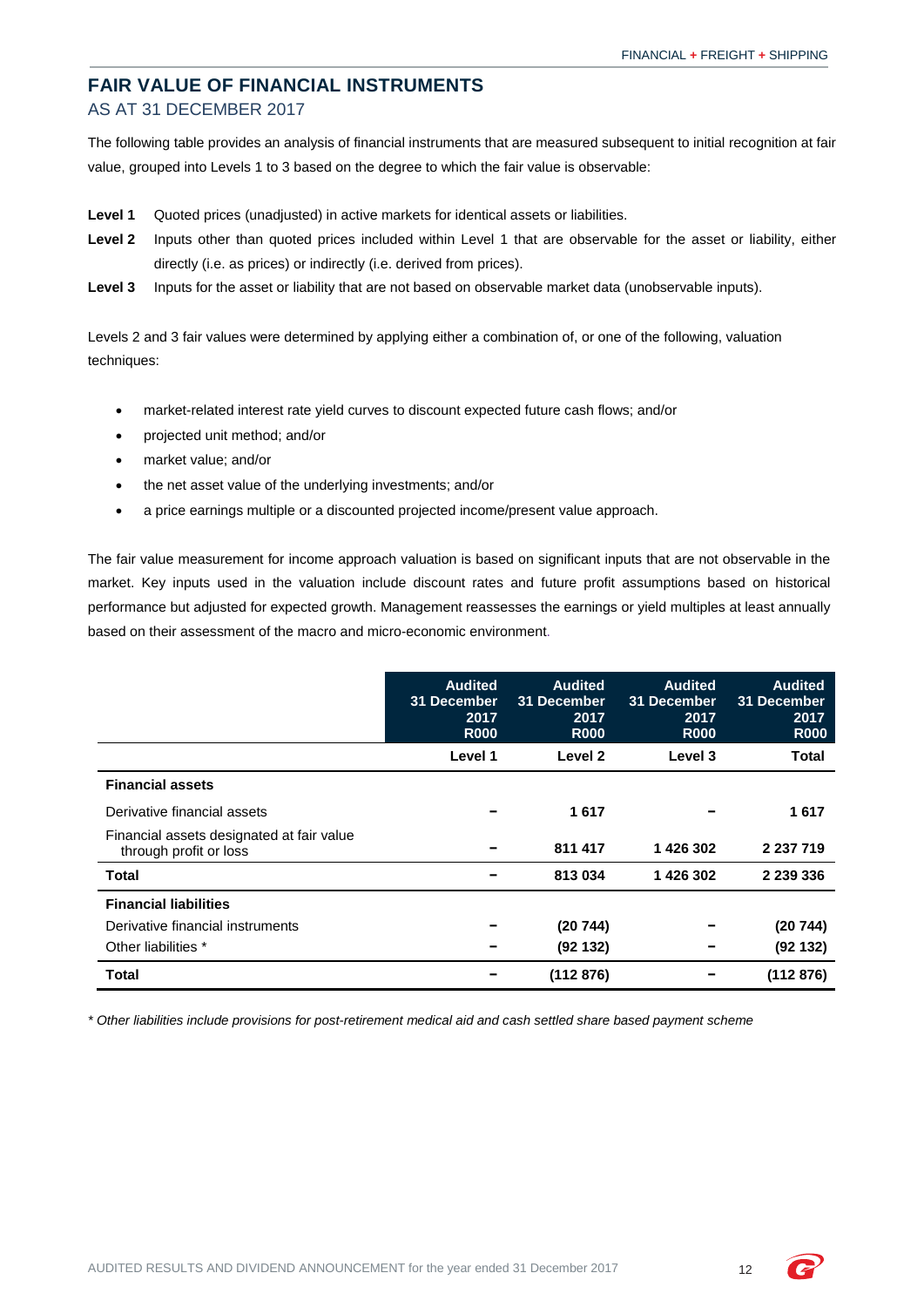## FAIR VALUE OF FINANCIAL INSTRUMENTS

AS AT 31 DECEMBER 2017

The following table provides an analysis of financial instruments that are measured subsequent to initial recognition at fair value, grouped into Levels 1 to 3 based on the degree to which the fair value is observable:

**Level 1** Quoted prices (unadjusted) in active markets for identical assets or liabilities.

**Level 2** Inputs other than quoted prices included within Level 1 that are observable for the asset or liability, either directly (i.e. as prices) or indirectly (i.e. derived from prices).

**Level 3** Inputs for the asset or liability that are not based on observable market data (unobservable inputs).

Levels 2 and 3 fair values were determined by applying either a combination of, or one of the following, valuation techniques:

- market-related interest rate yield curves to discount expected future cash flows; and/or
- projected unit method; and/or
- market value; and/or
- the net asset value of the underlying investments; and/or
- a price earnings multiple or a discounted projected income/present value approach.

The fair value measurement for income approach valuation is based on significant inputs that are not observable in the market. Key inputs used in the valuation include discount rates and future profit assumptions based on historical performance but adjusted for expected growth. Management reassesses the earnings or yield multiples at least annually based on their assessment of the macro and micro-economic environment.

| | Audited 31 December 2017 R000 | Audited 31 December 2017 R000 | Audited 31 December 2017 R000 | Audited 31 December 2017 R000 |
|---|---|---|---|---|
| | **Level 1** | **Level 2** | **Level 3** | **Total** |
| **Financial assets** | | | | |
| Derivative financial assets | – | 1 617 | – | 1 617 |
| Financial assets designated at fair value through profit or loss | – | 811 417 | 1 426 302 | 2 237 719 |
| **Total** | – | 813 034 | 1 426 302 | 2 239 336 |
| **Financial liabilities** | | | | |
| Derivative financial instruments | – | (20 744) | – | (20 744) |
| Other liabilities * | – | (92 132) | – | (92 132) |
| **Total** | – | (112 876) | – | (112 876) |

*\* Other liabilities include provisions for post-retirement medical aid and cash settled share based payment scheme*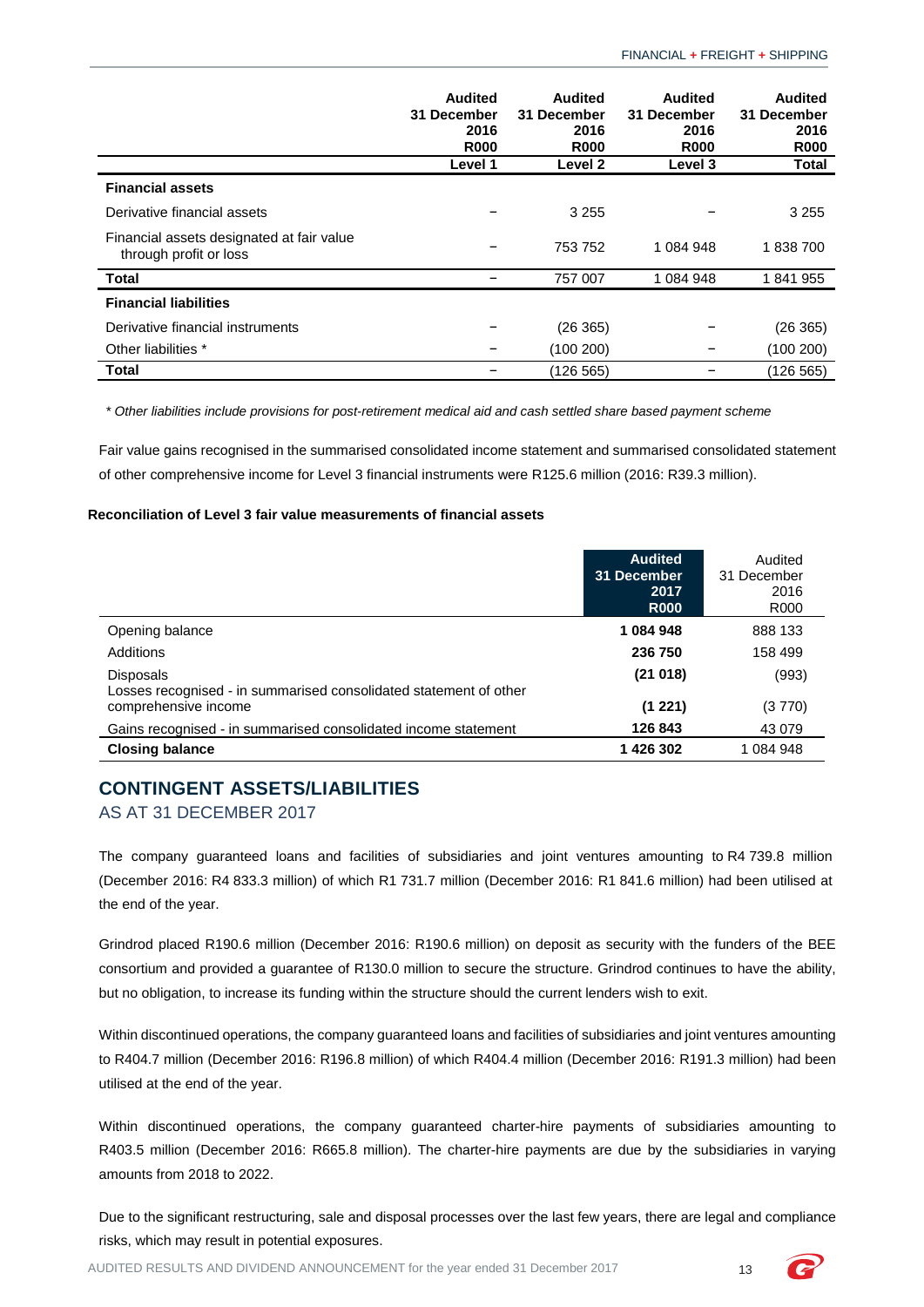| | Audited 31 December 2016 R000 | Audited 31 December 2016 R000 | Audited 31 December 2016 R000 | Audited 31 December 2016 R000 |
|---|---|---|---|---|
| | **Level 1** | **Level 2** | **Level 3** | **Total** |
| **Financial assets** | | | | |
| Derivative financial assets | – | 3 255 | – | 3 255 |
| Financial assets designated at fair value through profit or loss | – | 753 752 | 1 084 948 | 1 838 700 |
| **Total** | – | 757 007 | 1 084 948 | 1 841 955 |
| **Financial liabilities** | | | | |
| Derivative financial instruments | – | (26 365) | – | (26 365) |
| Other liabilities * | – | (100 200) | – | (100 200) |
| **Total** | – | (126 565) | – | (126 565) |

*\* Other liabilities include provisions for post-retirement medical aid and cash settled share based payment scheme*

Fair value gains recognised in the summarised consolidated income statement and summarised consolidated statement of other comprehensive income for Level 3 financial instruments were R125.6 million (2016: R39.3 million).

**Reconciliation of Level 3 fair value measurements of financial assets**

| | **Audited 31 December 2017 R000** | Audited 31 December 2016 R000 |
|---|---|---|
| Opening balance | **1 084 948** | 888 133 |
| Additions | **236 750** | 158 499 |
| Disposals | **(21 018)** | (993) |
| Losses recognised - in summarised consolidated statement of other comprehensive income | **(1 221)** | (3 770) |
| Gains recognised - in summarised consolidated income statement | **126 843** | 43 079 |
| **Closing balance** | **1 426 302** | 1 084 948 |

## CONTINGENT ASSETS/LIABILITIES

AS AT 31 DECEMBER 2017

The company guaranteed loans and facilities of subsidiaries and joint ventures amounting to R4 739.8 million (December 2016: R4 833.3 million) of which R1 731.7 million (December 2016: R1 841.6 million) had been utilised at the end of the year.

Grindrod placed R190.6 million (December 2016: R190.6 million) on deposit as security with the funders of the BEE consortium and provided a guarantee of R130.0 million to secure the structure. Grindrod continues to have the ability, but no obligation, to increase its funding within the structure should the current lenders wish to exit.

Within discontinued operations, the company guaranteed loans and facilities of subsidiaries and joint ventures amounting to R404.7 million (December 2016: R196.8 million) of which R404.4 million (December 2016: R191.3 million) had been utilised at the end of the year.

Within discontinued operations, the company guaranteed charter-hire payments of subsidiaries amounting to R403.5 million (December 2016: R665.8 million). The charter-hire payments are due by the subsidiaries in varying amounts from 2018 to 2022.

Due to the significant restructuring, sale and disposal processes over the last few years, there are legal and compliance risks, which may result in potential exposures.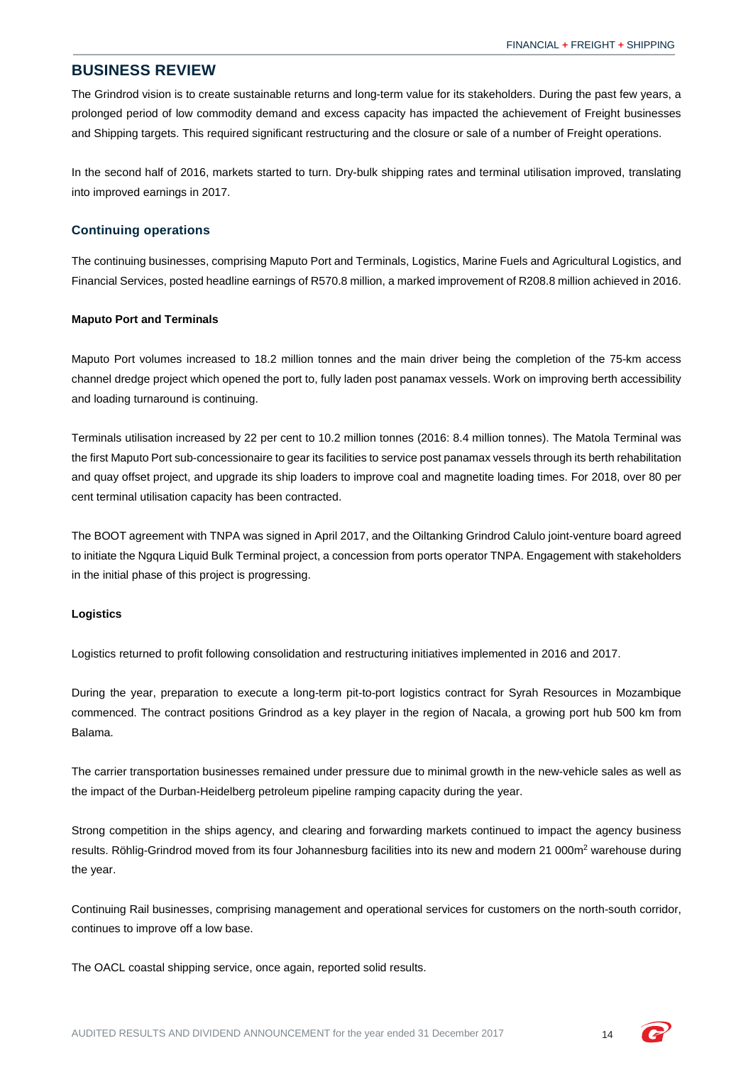## BUSINESS REVIEW

The Grindrod vision is to create sustainable returns and long-term value for its stakeholders. During the past few years, a prolonged period of low commodity demand and excess capacity has impacted the achievement of Freight businesses and Shipping targets. This required significant restructuring and the closure or sale of a number of Freight operations.

In the second half of 2016, markets started to turn. Dry-bulk shipping rates and terminal utilisation improved, translating into improved earnings in 2017.

### Continuing operations

The continuing businesses, comprising Maputo Port and Terminals, Logistics, Marine Fuels and Agricultural Logistics, and Financial Services, posted headline earnings of R570.8 million, a marked improvement of R208.8 million achieved in 2016.

**Maputo Port and Terminals**

Maputo Port volumes increased to 18.2 million tonnes and the main driver being the completion of the 75-km access channel dredge project which opened the port to, fully laden post panamax vessels. Work on improving berth accessibility and loading turnaround is continuing.

Terminals utilisation increased by 22 per cent to 10.2 million tonnes (2016: 8.4 million tonnes). The Matola Terminal was the first Maputo Port sub-concessionaire to gear its facilities to service post panamax vessels through its berth rehabilitation and quay offset project, and upgrade its ship loaders to improve coal and magnetite loading times. For 2018, over 80 per cent terminal utilisation capacity has been contracted.

The BOOT agreement with TNPA was signed in April 2017, and the Oiltanking Grindrod Calulo joint-venture board agreed to initiate the Ngqura Liquid Bulk Terminal project, a concession from ports operator TNPA. Engagement with stakeholders in the initial phase of this project is progressing.

**Logistics**

Logistics returned to profit following consolidation and restructuring initiatives implemented in 2016 and 2017.

During the year, preparation to execute a long-term pit-to-port logistics contract for Syrah Resources in Mozambique commenced. The contract positions Grindrod as a key player in the region of Nacala, a growing port hub 500 km from Balama.

The carrier transportation businesses remained under pressure due to minimal growth in the new-vehicle sales as well as the impact of the Durban-Heidelberg petroleum pipeline ramping capacity during the year.

Strong competition in the ships agency, and clearing and forwarding markets continued to impact the agency business results. Röhlig-Grindrod moved from its four Johannesburg facilities into its new and modern 21 000m$^2$ warehouse during the year.

Continuing Rail businesses, comprising management and operational services for customers on the north-south corridor, continues to improve off a low base.

The OACL coastal shipping service, once again, reported solid results.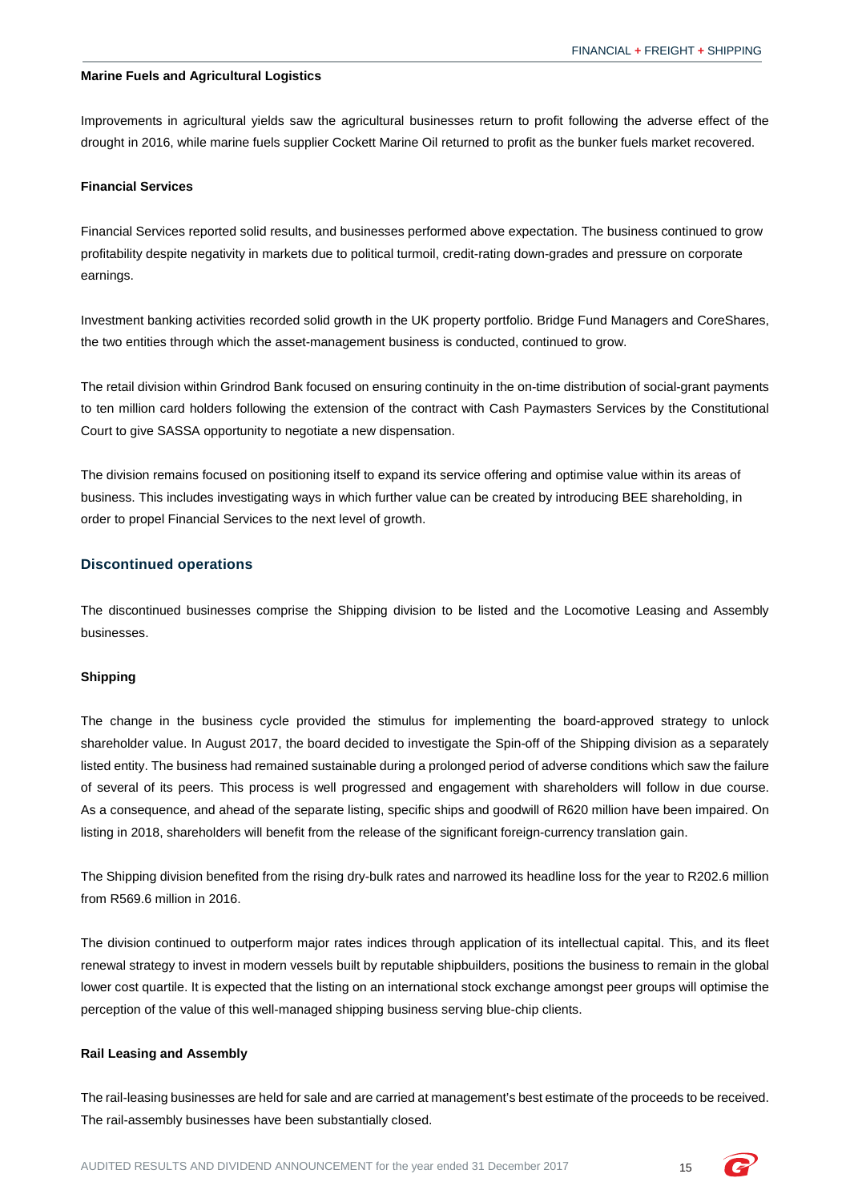### Marine Fuels and Agricultural Logistics

Improvements in agricultural yields saw the agricultural businesses return to profit following the adverse effect of the drought in 2016, while marine fuels supplier Cockett Marine Oil returned to profit as the bunker fuels market recovered.

### Financial Services

Financial Services reported solid results, and businesses performed above expectation. The business continued to grow profitability despite negativity in markets due to political turmoil, credit-rating down-grades and pressure on corporate earnings.

Investment banking activities recorded solid growth in the UK property portfolio. Bridge Fund Managers and CoreShares, the two entities through which the asset-management business is conducted, continued to grow.

The retail division within Grindrod Bank focused on ensuring continuity in the on-time distribution of social-grant payments to ten million card holders following the extension of the contract with Cash Paymasters Services by the Constitutional Court to give SASSA opportunity to negotiate a new dispensation.

The division remains focused on positioning itself to expand its service offering and optimise value within its areas of business. This includes investigating ways in which further value can be created by introducing BEE shareholding, in order to propel Financial Services to the next level of growth.

## Discontinued operations

The discontinued businesses comprise the Shipping division to be listed and the Locomotive Leasing and Assembly businesses.

### Shipping

The change in the business cycle provided the stimulus for implementing the board-approved strategy to unlock shareholder value. In August 2017, the board decided to investigate the Spin-off of the Shipping division as a separately listed entity. The business had remained sustainable during a prolonged period of adverse conditions which saw the failure of several of its peers. This process is well progressed and engagement with shareholders will follow in due course. As a consequence, and ahead of the separate listing, specific ships and goodwill of R620 million have been impaired. On listing in 2018, shareholders will benefit from the release of the significant foreign-currency translation gain.

The Shipping division benefited from the rising dry-bulk rates and narrowed its headline loss for the year to R202.6 million from R569.6 million in 2016.

The division continued to outperform major rates indices through application of its intellectual capital. This, and its fleet renewal strategy to invest in modern vessels built by reputable shipbuilders, positions the business to remain in the global lower cost quartile. It is expected that the listing on an international stock exchange amongst peer groups will optimise the perception of the value of this well-managed shipping business serving blue-chip clients.

### Rail Leasing and Assembly

The rail-leasing businesses are held for sale and are carried at management's best estimate of the proceeds to be received. The rail-assembly businesses have been substantially closed.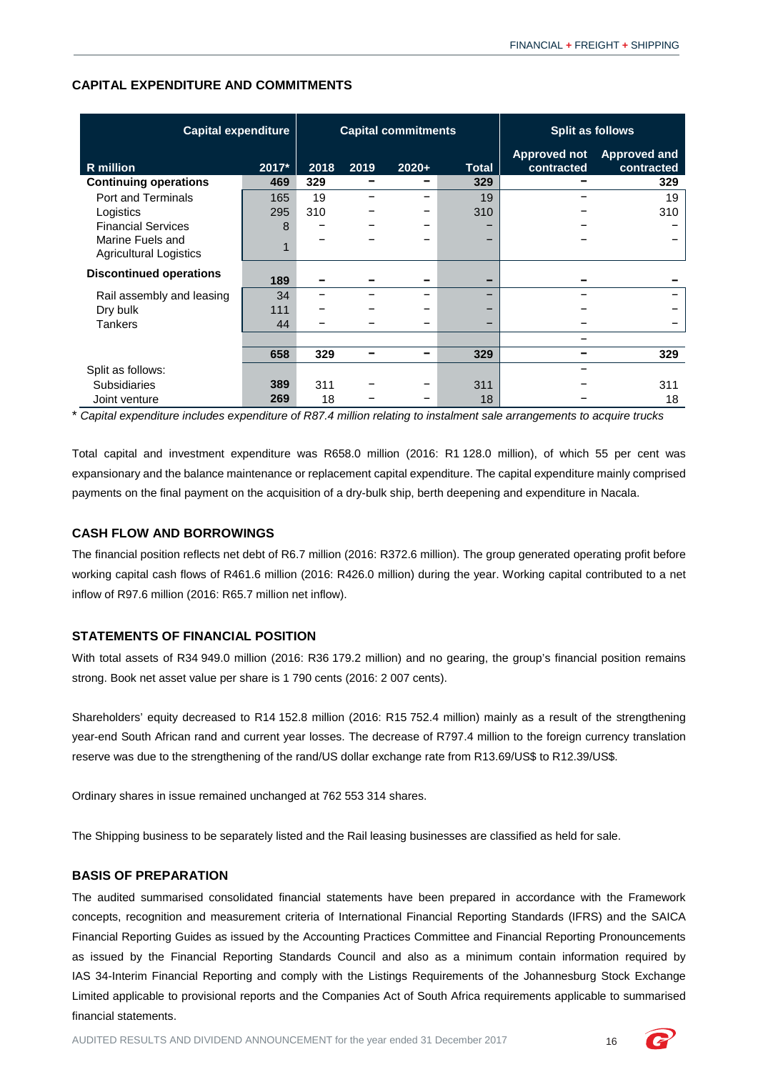## CAPITAL EXPENDITURE AND COMMITMENTS

| | Capital expenditure | Capital commitments | | | | Split as follows | |
|---|---|---|---|---|---|---|---|
| R million | 2017* | 2018 | 2019 | 2020+ | Total | Approved not contracted | Approved and contracted |
| **Continuing operations** | **469** | **329** | **–** | **–** | **329** | **–** | **329** |
| Port and Terminals | 165 | 19 | – | – | 19 | – | 19 |
| Logistics | 295 | 310 | – | – | 310 | – | 310 |
| Financial Services | 8 | – | – | – | – | – | – |
| Marine Fuels and Agricultural Logistics | 1 | – | – | – | – | – | – |
| **Discontinued operations** | **189** | **–** | **–** | **–** | **–** | **–** | **–** |
| Rail assembly and leasing | 34 | – | – | – | – | – | – |
| Dry bulk | 111 | – | – | – | – | – | – |
| Tankers | 44 | – | – | – | – | – | – |
| | | | | | | – | |
| | **658** | **329** | **–** | **–** | **329** | **–** | **329** |
| Split as follows: | | | | | | – | |
| Subsidiaries | **389** | 311 | – | – | 311 | – | 311 |
| Joint venture | **269** | 18 | – | – | 18 | – | 18 |

\* *Capital expenditure includes expenditure of R87.4 million relating to instalment sale arrangements to acquire trucks*

Total capital and investment expenditure was R658.0 million (2016: R1 128.0 million), of which 55 per cent was expansionary and the balance maintenance or replacement capital expenditure. The capital expenditure mainly comprised payments on the final payment on the acquisition of a dry-bulk ship, berth deepening and expenditure in Nacala.

## CASH FLOW AND BORROWINGS

The financial position reflects net debt of R6.7 million (2016: R372.6 million). The group generated operating profit before working capital cash flows of R461.6 million (2016: R426.0 million) during the year. Working capital contributed to a net inflow of R97.6 million (2016: R65.7 million net inflow).

## STATEMENTS OF FINANCIAL POSITION

With total assets of R34 949.0 million (2016: R36 179.2 million) and no gearing, the group's financial position remains strong. Book net asset value per share is 1 790 cents (2016: 2 007 cents).

Shareholders' equity decreased to R14 152.8 million (2016: R15 752.4 million) mainly as a result of the strengthening year-end South African rand and current year losses. The decrease of R797.4 million to the foreign currency translation reserve was due to the strengthening of the rand/US dollar exchange rate from R13.69/US$ to R12.39/US$.

Ordinary shares in issue remained unchanged at 762 553 314 shares.

The Shipping business to be separately listed and the Rail leasing businesses are classified as held for sale.

## BASIS OF PREPARATION

The audited summarised consolidated financial statements have been prepared in accordance with the Framework concepts, recognition and measurement criteria of International Financial Reporting Standards (IFRS) and the SAICA Financial Reporting Guides as issued by the Accounting Practices Committee and Financial Reporting Pronouncements as issued by the Financial Reporting Standards Council and also as a minimum contain information required by IAS 34-Interim Financial Reporting and comply with the Listings Requirements of the Johannesburg Stock Exchange Limited applicable to provisional reports and the Companies Act of South Africa requirements applicable to summarised financial statements.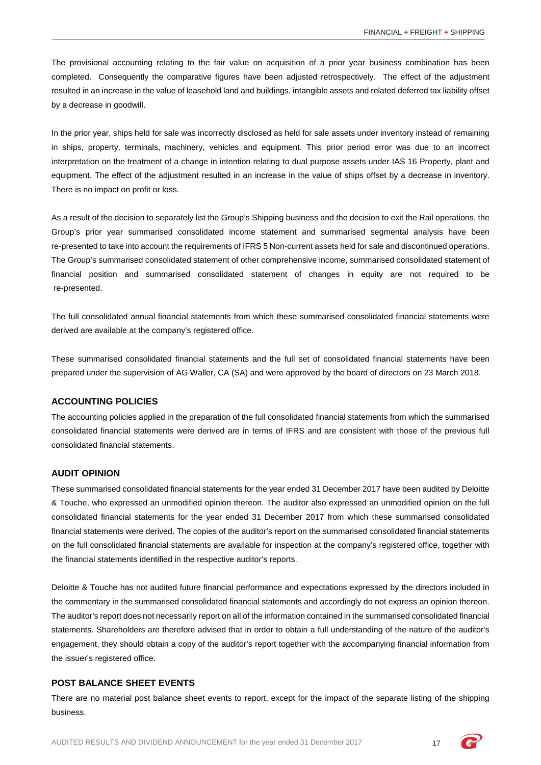The provisional accounting relating to the fair value on acquisition of a prior year business combination has been completed. Consequently the comparative figures have been adjusted retrospectively. The effect of the adjustment resulted in an increase in the value of leasehold land and buildings, intangible assets and related deferred tax liability offset by a decrease in goodwill.

In the prior year, ships held for sale was incorrectly disclosed as held for sale assets under inventory instead of remaining in ships, property, terminals, machinery, vehicles and equipment. This prior period error was due to an incorrect interpretation on the treatment of a change in intention relating to dual purpose assets under IAS 16 Property, plant and equipment. The effect of the adjustment resulted in an increase in the value of ships offset by a decrease in inventory. There is no impact on profit or loss.

As a result of the decision to separately list the Group's Shipping business and the decision to exit the Rail operations, the Group's prior year summarised consolidated income statement and summarised segmental analysis have been re-presented to take into account the requirements of IFRS 5 Non-current assets held for sale and discontinued operations. The Group's summarised consolidated statement of other comprehensive income, summarised consolidated statement of financial position and summarised consolidated statement of changes in equity are not required to be re-presented.

The full consolidated annual financial statements from which these summarised consolidated financial statements were derived are available at the company's registered office.

These summarised consolidated financial statements and the full set of consolidated financial statements have been prepared under the supervision of AG Waller, CA (SA) and were approved by the board of directors on 23 March 2018.

## ACCOUNTING POLICIES

The accounting policies applied in the preparation of the full consolidated financial statements from which the summarised consolidated financial statements were derived are in terms of IFRS and are consistent with those of the previous full consolidated financial statements.

## AUDIT OPINION

These summarised consolidated financial statements for the year ended 31 December 2017 have been audited by Deloitte & Touche, who expressed an unmodified opinion thereon. The auditor also expressed an unmodified opinion on the full consolidated financial statements for the year ended 31 December 2017 from which these summarised consolidated financial statements were derived. The copies of the auditor's report on the summarised consolidated financial statements on the full consolidated financial statements are available for inspection at the company's registered office, together with the financial statements identified in the respective auditor's reports.

Deloitte & Touche has not audited future financial performance and expectations expressed by the directors included in the commentary in the summarised consolidated financial statements and accordingly do not express an opinion thereon. The auditor's report does not necessarily report on all of the information contained in the summarised consolidated financial statements. Shareholders are therefore advised that in order to obtain a full understanding of the nature of the auditor's engagement, they should obtain a copy of the auditor's report together with the accompanying financial information from the issuer's registered office.

## POST BALANCE SHEET EVENTS

There are no material post balance sheet events to report, except for the impact of the separate listing of the shipping business.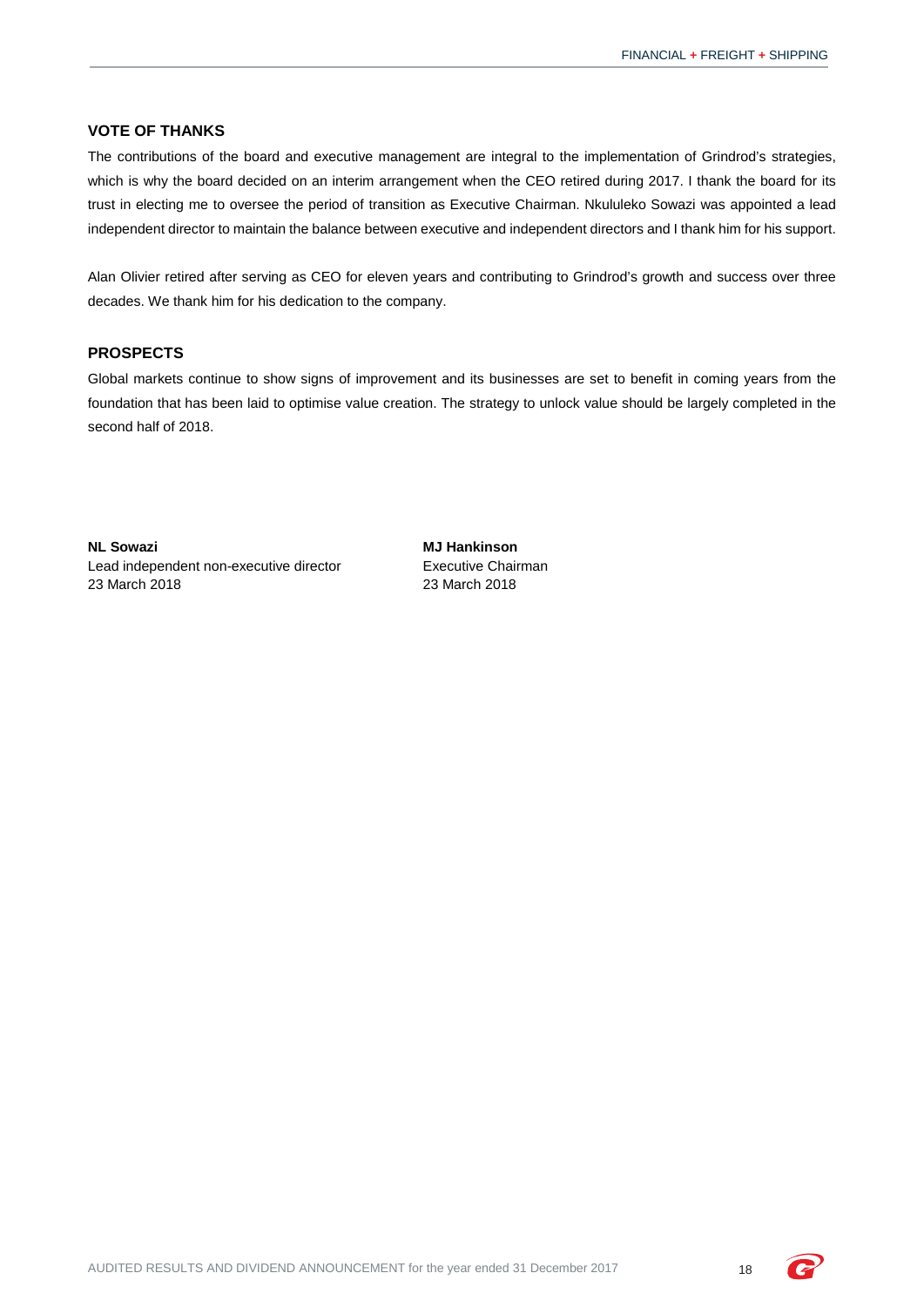## VOTE OF THANKS

The contributions of the board and executive management are integral to the implementation of Grindrod's strategies, which is why the board decided on an interim arrangement when the CEO retired during 2017. I thank the board for its trust in electing me to oversee the period of transition as Executive Chairman. Nkululeko Sowazi was appointed a lead independent director to maintain the balance between executive and independent directors and I thank him for his support.

Alan Olivier retired after serving as CEO for eleven years and contributing to Grindrod's growth and success over three decades. We thank him for his dedication to the company.

## PROSPECTS

Global markets continue to show signs of improvement and its businesses are set to benefit in coming years from the foundation that has been laid to optimise value creation. The strategy to unlock value should be largely completed in the second half of 2018.

**NL Sowazi**
Lead independent non-executive director
23 March 2018

**MJ Hankinson**
Executive Chairman
23 March 2018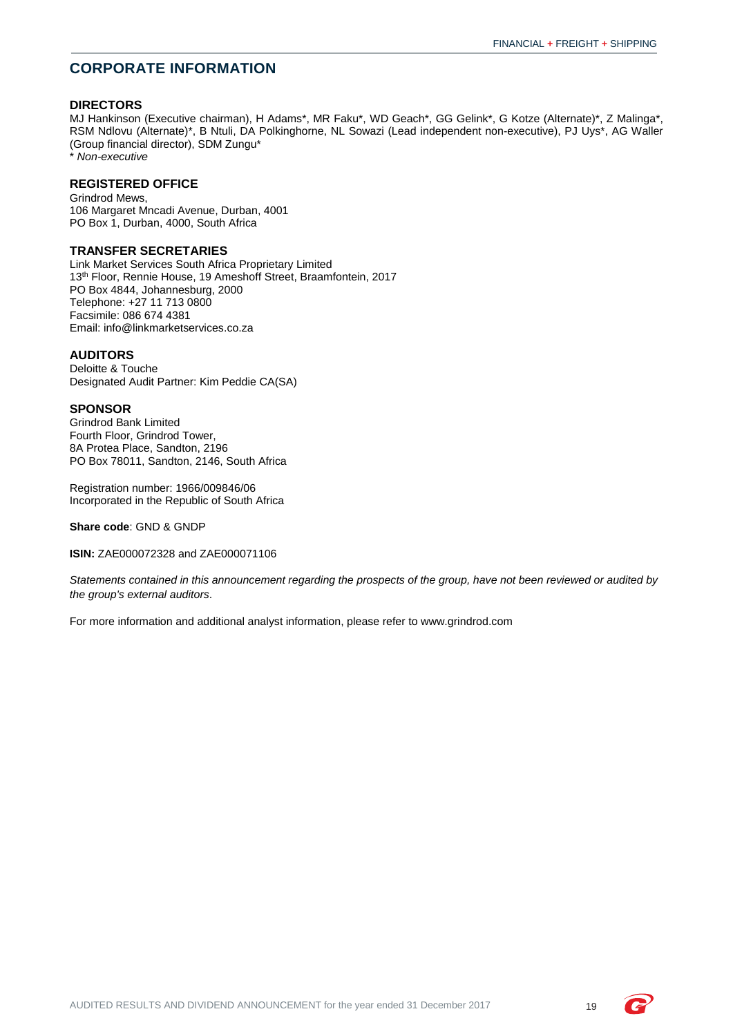## CORPORATE INFORMATION

### DIRECTORS

MJ Hankinson (Executive chairman), H Adams*, MR Faku*, WD Geach*, GG Gelink*, G Kotze (Alternate)*, Z Malinga*, RSM Ndlovu (Alternate)*, B Ntuli, DA Polkinghorne, NL Sowazi (Lead independent non-executive), PJ Uys*, AG Waller (Group financial director), SDM Zungu*

\* *Non-executive*

### REGISTERED OFFICE

Grindrod Mews,
106 Margaret Mncadi Avenue, Durban, 4001
PO Box 1, Durban, 4000, South Africa

### TRANSFER SECRETARIES

Link Market Services South Africa Proprietary Limited
13th Floor, Rennie House, 19 Ameshoff Street, Braamfontein, 2017
PO Box 4844, Johannesburg, 2000
Telephone: +27 11 713 0800
Facsimile: 086 674 4381
Email: info@linkmarketservices.co.za

### AUDITORS

Deloitte & Touche
Designated Audit Partner: Kim Peddie CA(SA)

### SPONSOR

Grindrod Bank Limited
Fourth Floor, Grindrod Tower,
8A Protea Place, Sandton, 2196
PO Box 78011, Sandton, 2146, South Africa

Registration number: 1966/009846/06
Incorporated in the Republic of South Africa

**Share code**: GND & GNDP

**ISIN:** ZAE000072328 and ZAE000071106

*Statements contained in this announcement regarding the prospects of the group, have not been reviewed or audited by the group's external auditors*.

For more information and additional analyst information, please refer to www.grindrod.com